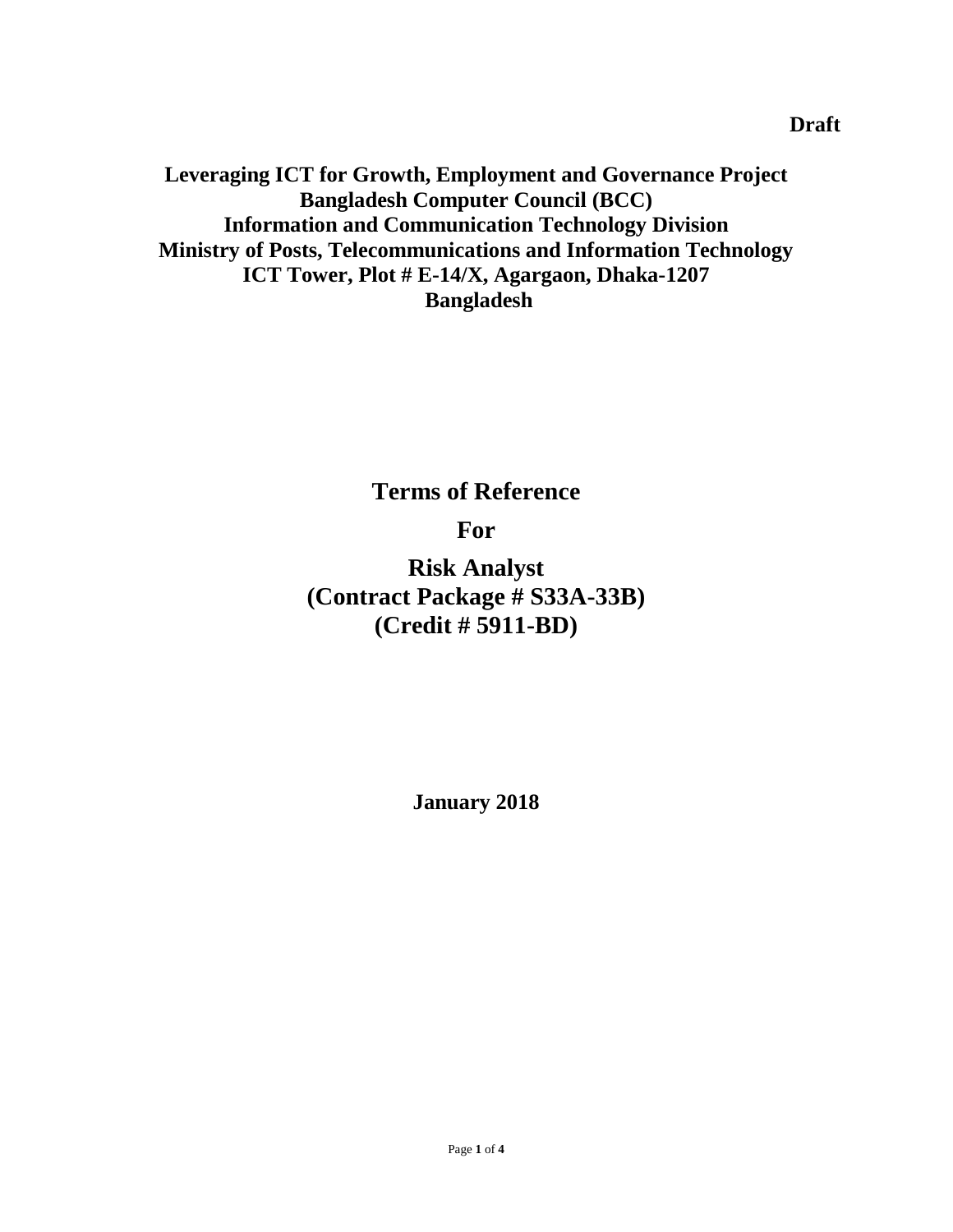**Draft**

**Leveraging ICT for Growth, Employment and Governance Project**
**Bangladesh Computer Council (BCC)**
**Information and Communication Technology Division**
**Ministry of Posts, Telecommunications and Information Technology**
**ICT Tower, Plot # E-14/X, Agargaon, Dhaka-1207**
**Bangladesh**

# Terms of Reference

# For

# Risk Analyst
# (Contract Package # S33A-33B)
# (Credit # 5911-BD)

**January 2018**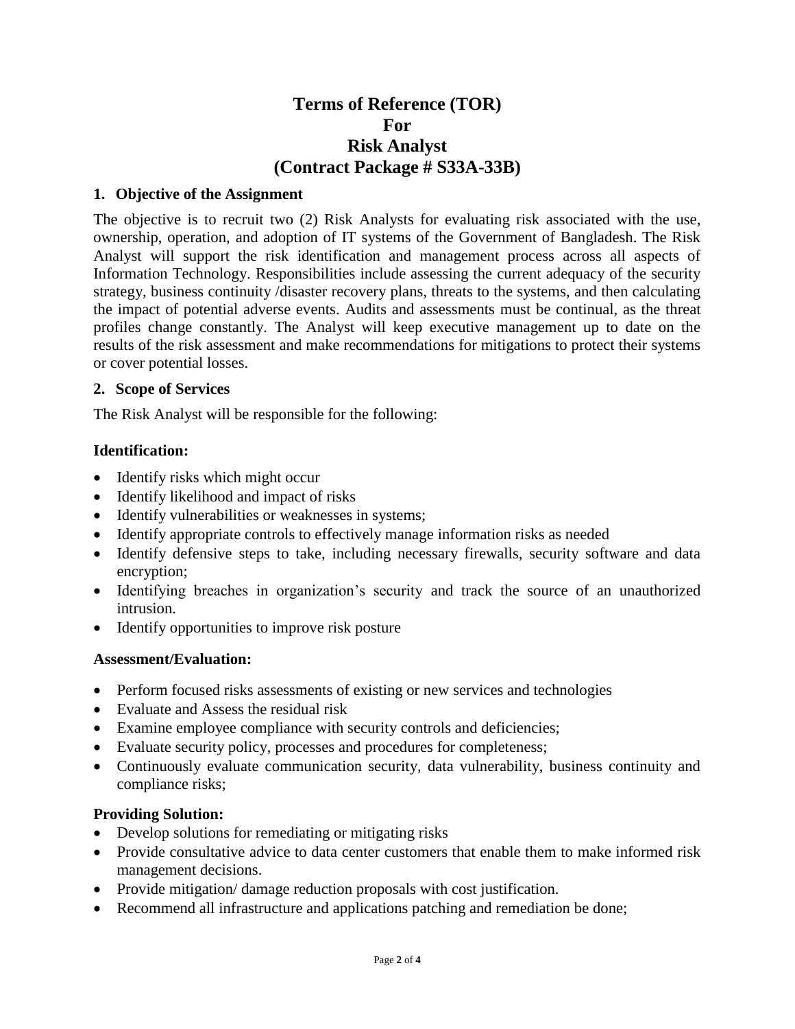# Terms of Reference (TOR)
# For
# Risk Analyst
# (Contract Package # S33A-33B)

## 1. Objective of the Assignment

The objective is to recruit two (2) Risk Analysts for evaluating risk associated with the use, ownership, operation, and adoption of IT systems of the Government of Bangladesh. The Risk Analyst will support the risk identification and management process across all aspects of Information Technology. Responsibilities include assessing the current adequacy of the security strategy, business continuity /disaster recovery plans, threats to the systems, and then calculating the impact of potential adverse events. Audits and assessments must be continual, as the threat profiles change constantly. The Analyst will keep executive management up to date on the results of the risk assessment and make recommendations for mitigations to protect their systems or cover potential losses.

## 2. Scope of Services

The Risk Analyst will be responsible for the following:

### Identification:

- Identify risks which might occur
- Identify likelihood and impact of risks
- Identify vulnerabilities or weaknesses in systems;
- Identify appropriate controls to effectively manage information risks as needed
- Identify defensive steps to take, including necessary firewalls, security software and data encryption;
- Identifying breaches in organization's security and track the source of an unauthorized intrusion.
- Identify opportunities to improve risk posture

### Assessment/Evaluation:

- Perform focused risks assessments of existing or new services and technologies
- Evaluate and Assess the residual risk
- Examine employee compliance with security controls and deficiencies;
- Evaluate security policy, processes and procedures for completeness;
- Continuously evaluate communication security, data vulnerability, business continuity and compliance risks;

### Providing Solution:

- Develop solutions for remediating or mitigating risks
- Provide consultative advice to data center customers that enable them to make informed risk management decisions.
- Provide mitigation/ damage reduction proposals with cost justification.
- Recommend all infrastructure and applications patching and remediation be done;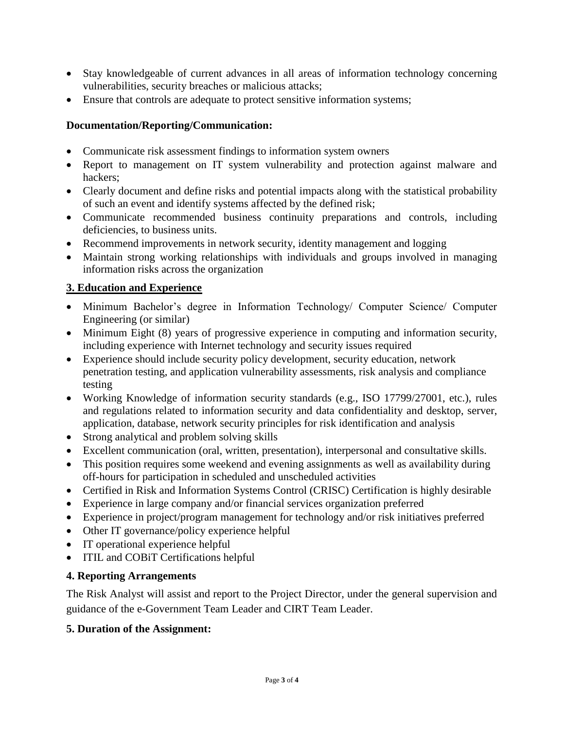- Stay knowledgeable of current advances in all areas of information technology concerning vulnerabilities, security breaches or malicious attacks;
- Ensure that controls are adequate to protect sensitive information systems;

**Documentation/Reporting/Communication:**

- Communicate risk assessment findings to information system owners
- Report to management on IT system vulnerability and protection against malware and hackers;
- Clearly document and define risks and potential impacts along with the statistical probability of such an event and identify systems affected by the defined risk;
- Communicate recommended business continuity preparations and controls, including deficiencies, to business units.
- Recommend improvements in network security, identity management and logging
- Maintain strong working relationships with individuals and groups involved in managing information risks across the organization

## 3. Education and Experience

- Minimum Bachelor's degree in Information Technology/ Computer Science/ Computer Engineering (or similar)
- Minimum Eight (8) years of progressive experience in computing and information security, including experience with Internet technology and security issues required
- Experience should include security policy development, security education, network penetration testing, and application vulnerability assessments, risk analysis and compliance testing
- Working Knowledge of information security standards (e.g., ISO 17799/27001, etc.), rules and regulations related to information security and data confidentiality and desktop, server, application, database, network security principles for risk identification and analysis
- Strong analytical and problem solving skills
- Excellent communication (oral, written, presentation), interpersonal and consultative skills.
- This position requires some weekend and evening assignments as well as availability during off-hours for participation in scheduled and unscheduled activities
- Certified in Risk and Information Systems Control (CRISC) Certification is highly desirable
- Experience in large company and/or financial services organization preferred
- Experience in project/program management for technology and/or risk initiatives preferred
- Other IT governance/policy experience helpful
- IT operational experience helpful
- ITIL and COBiT Certifications helpful

## 4. Reporting Arrangements

The Risk Analyst will assist and report to the Project Director, under the general supervision and guidance of the e-Government Team Leader and CIRT Team Leader.

## 5. Duration of the Assignment: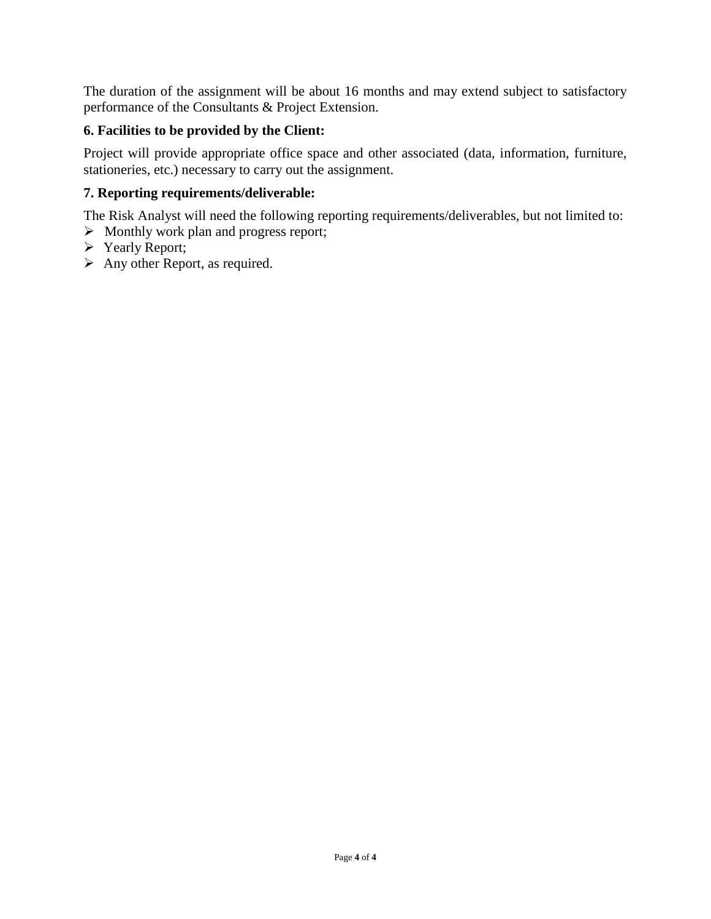The duration of the assignment will be about 16 months and may extend subject to satisfactory performance of the Consultants & Project Extension.

## 6. Facilities to be provided by the Client:

Project will provide appropriate office space and other associated (data, information, furniture, stationeries, etc.) necessary to carry out the assignment.

## 7. Reporting requirements/deliverable:

The Risk Analyst will need the following reporting requirements/deliverables, but not limited to:

- Monthly work plan and progress report;
- Yearly Report;
- Any other Report, as required.